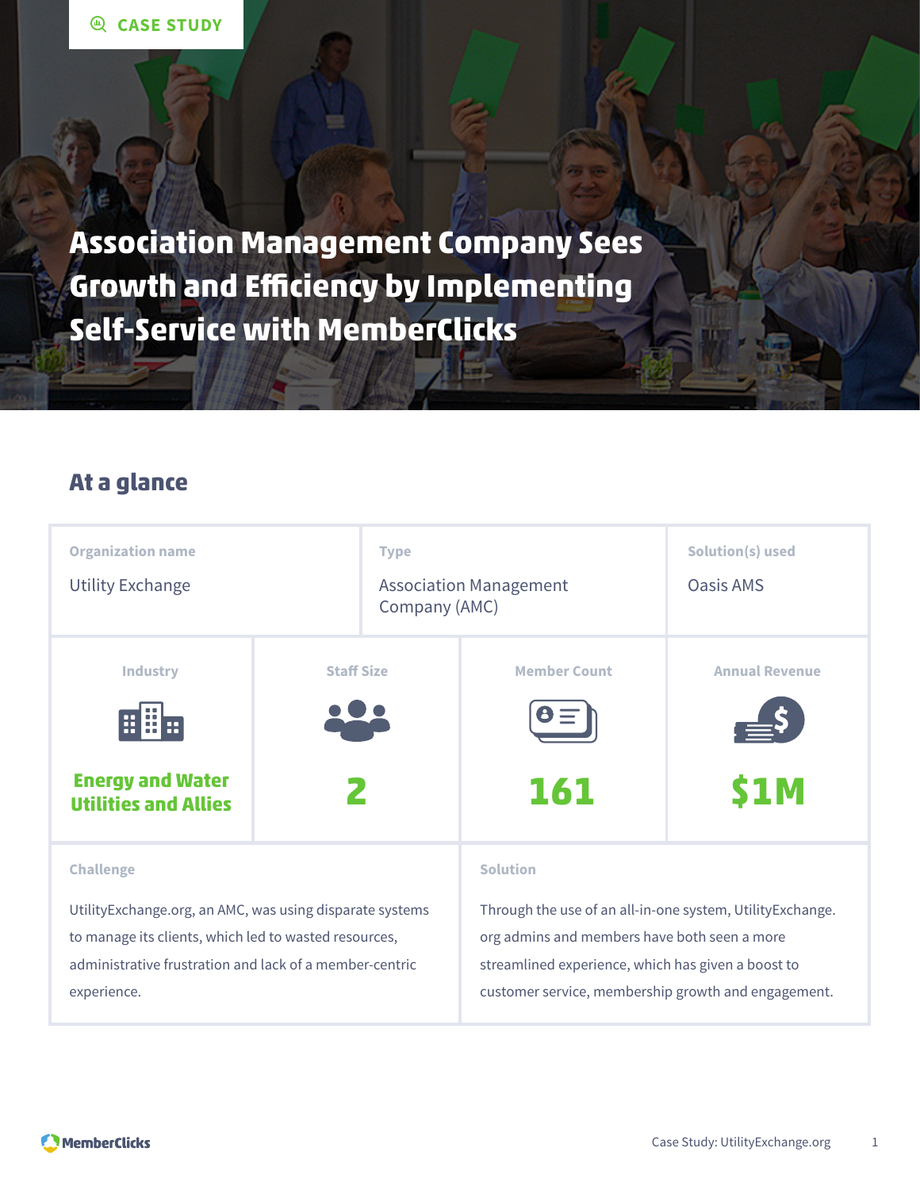CASE STUDY

# Association Management Company Sees Growth and Efficiency by Implementing Self-Service with MemberClicks

## At a glance

| Organization name | Type | Solution(s) used |
|---|---|---|
| Utility Exchange | Association Management Company (AMC) | Oasis AMS |

| Industry | Staff Size | Member Count | Annual Revenue |
|---|---|---|---|
| Energy and Water Utilities and Allies | 2 | 161 | $1M |

**Challenge**

UtilityExchange.org, an AMC, was using disparate systems to manage its clients, which led to wasted resources, administrative frustration and lack of a member-centric experience.

**Solution**

Through the use of an all-in-one system, UtilityExchange.org admins and members have both seen a more streamlined experience, which has given a boost to customer service, membership growth and engagement.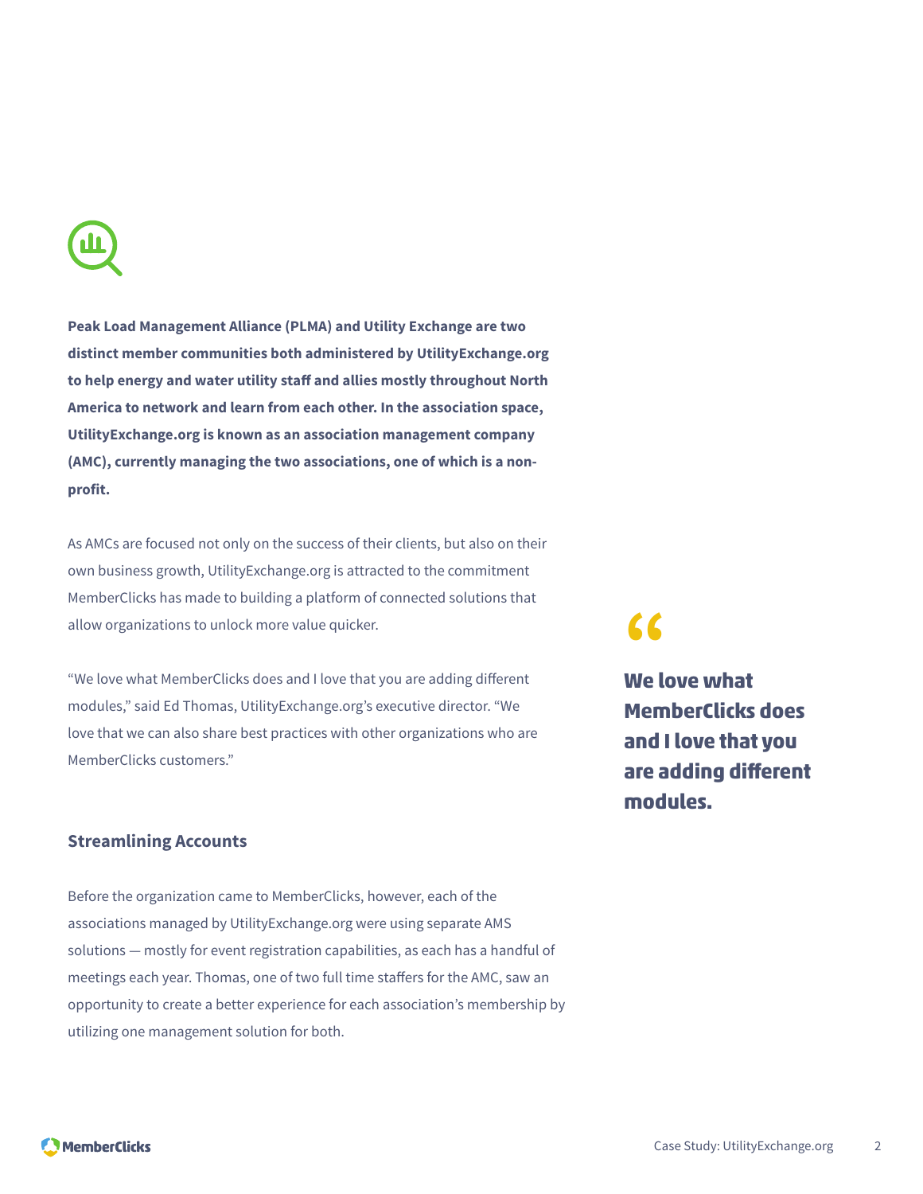**Peak Load Management Alliance (PLMA) and Utility Exchange are two distinct member communities both administered by UtilityExchange.org to help energy and water utility staff and allies mostly throughout North America to network and learn from each other. In the association space, UtilityExchange.org is known as an association management company (AMC), currently managing the two associations, one of which is a non-profit.**

As AMCs are focused not only on the success of their clients, but also on their own business growth, UtilityExchange.org is attracted to the commitment MemberClicks has made to building a platform of connected solutions that allow organizations to unlock more value quicker.

"We love what MemberClicks does and I love that you are adding different modules," said Ed Thomas, UtilityExchange.org's executive director. "We love that we can also share best practices with other organizations who are MemberClicks customers."

> **We love what MemberClicks does and I love that you are adding different modules.**

### Streamlining Accounts

Before the organization came to MemberClicks, however, each of the associations managed by UtilityExchange.org were using separate AMS solutions — mostly for event registration capabilities, as each has a handful of meetings each year. Thomas, one of two full time staffers for the AMC, saw an opportunity to create a better experience for each association's membership by utilizing one management solution for both.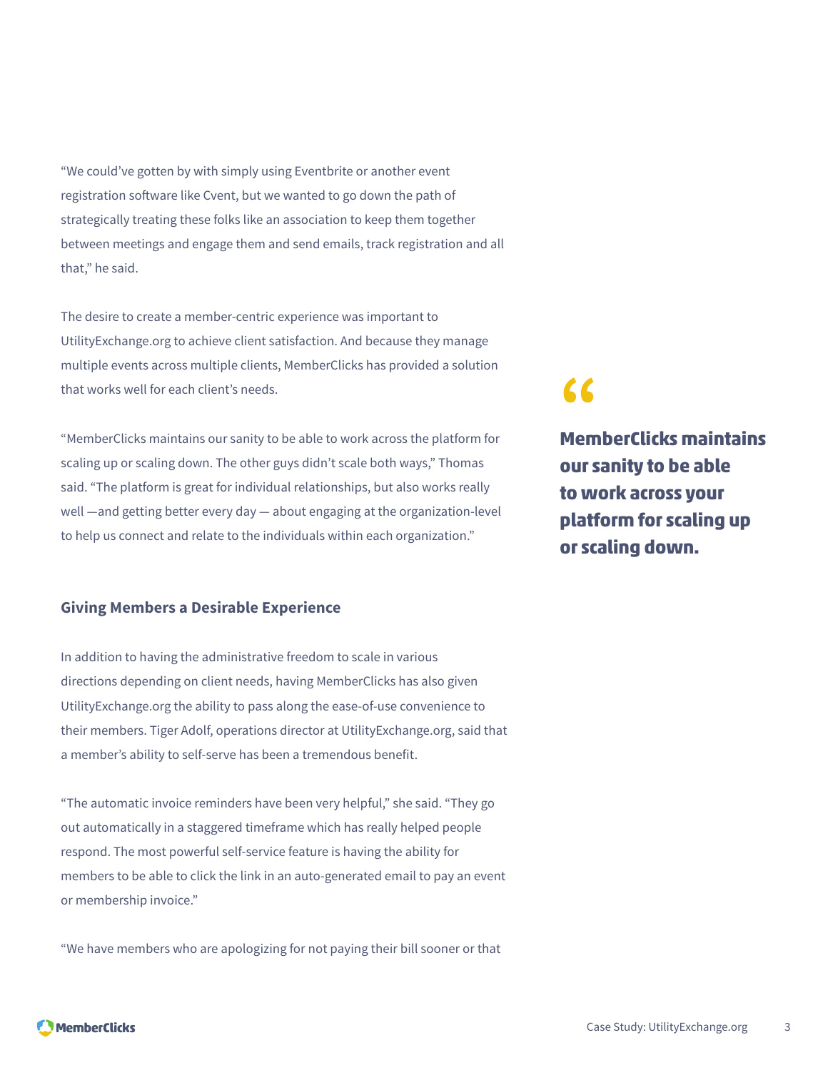"We could've gotten by with simply using Eventbrite or another event registration software like Cvent, but we wanted to go down the path of strategically treating these folks like an association to keep them together between meetings and engage them and send emails, track registration and all that," he said.

The desire to create a member-centric experience was important to UtilityExchange.org to achieve client satisfaction. And because they manage multiple events across multiple clients, MemberClicks has provided a solution that works well for each client's needs.

"MemberClicks maintains our sanity to be able to work across the platform for scaling up or scaling down. The other guys didn't scale both ways," Thomas said. "The platform is great for individual relationships, but also works really well —and getting better every day — about engaging at the organization-level to help us connect and relate to the individuals within each organization."

> **MemberClicks maintains our sanity to be able to work across your platform for scaling up or scaling down.**

### Giving Members a Desirable Experience

In addition to having the administrative freedom to scale in various directions depending on client needs, having MemberClicks has also given UtilityExchange.org the ability to pass along the ease-of-use convenience to their members. Tiger Adolf, operations director at UtilityExchange.org, said that a member's ability to self-serve has been a tremendous benefit.

"The automatic invoice reminders have been very helpful," she said. "They go out automatically in a staggered timeframe which has really helped people respond. The most powerful self-service feature is having the ability for members to be able to click the link in an auto-generated email to pay an event or membership invoice."

"We have members who are apologizing for not paying their bill sooner or that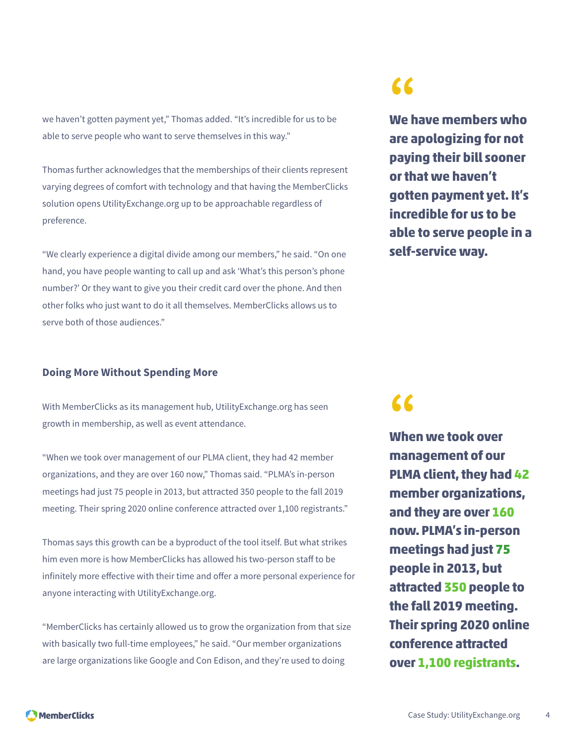we haven't gotten payment yet," Thomas added. "It's incredible for us to be able to serve people who want to serve themselves in this way."

> **We have members who are apologizing for not paying their bill sooner or that we haven't gotten payment yet. It's incredible for us to be able to serve people in a self-service way.**

Thomas further acknowledges that the memberships of their clients represent varying degrees of comfort with technology and that having the MemberClicks solution opens UtilityExchange.org up to be approachable regardless of preference.

"We clearly experience a digital divide among our members," he said. "On one hand, you have people wanting to call up and ask 'What's this person's phone number?' Or they want to give you their credit card over the phone. And then other folks who just want to do it all themselves. MemberClicks allows us to serve both of those audiences."

### Doing More Without Spending More

With MemberClicks as its management hub, UtilityExchange.org has seen growth in membership, as well as event attendance.

"When we took over management of our PLMA client, they had 42 member organizations, and they are over 160 now," Thomas said. "PLMA's in-person meetings had just 75 people in 2013, but attracted 350 people to the fall 2019 meeting. Their spring 2020 online conference attracted over 1,100 registrants."

> **When we took over management of our PLMA client, they had 42 member organizations, and they are over 160 now. PLMA's in-person meetings had just 75 people in 2013, but attracted 350 people to the fall 2019 meeting. Their spring 2020 online conference attracted over 1,100 registrants.**

Thomas says this growth can be a byproduct of the tool itself. But what strikes him even more is how MemberClicks has allowed his two-person staff to be infinitely more effective with their time and offer a more personal experience for anyone interacting with UtilityExchange.org.

"MemberClicks has certainly allowed us to grow the organization from that size with basically two full-time employees," he said. "Our member organizations are large organizations like Google and Con Edison, and they're used to doing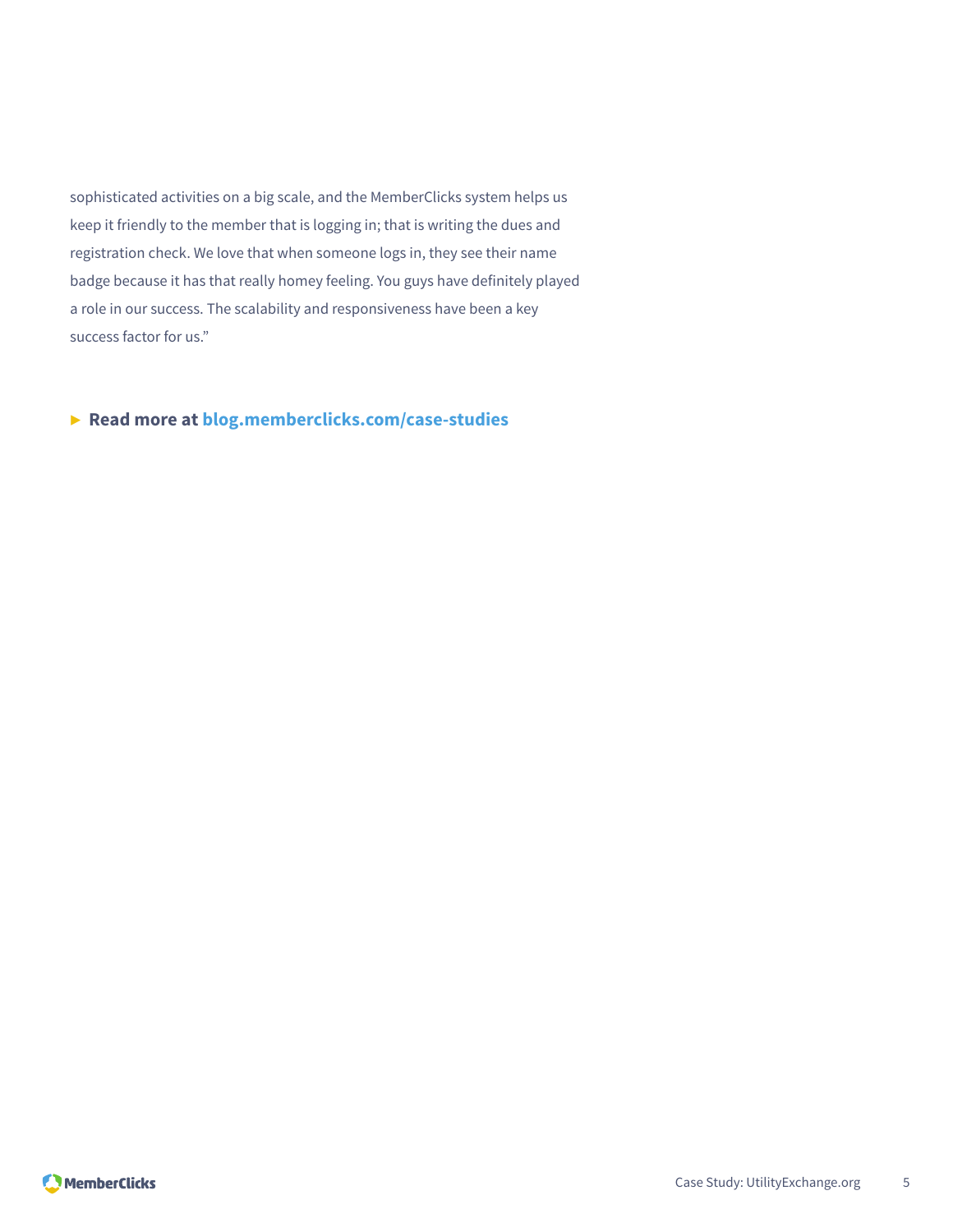sophisticated activities on a big scale, and the MemberClicks system helps us keep it friendly to the member that is logging in; that is writing the dues and registration check. We love that when someone logs in, they see their name badge because it has that really homey feeling. You guys have definitely played a role in our success. The scalability and responsiveness have been a key success factor for us."

▶ **Read more at blog.memberclicks.com/case-studies**